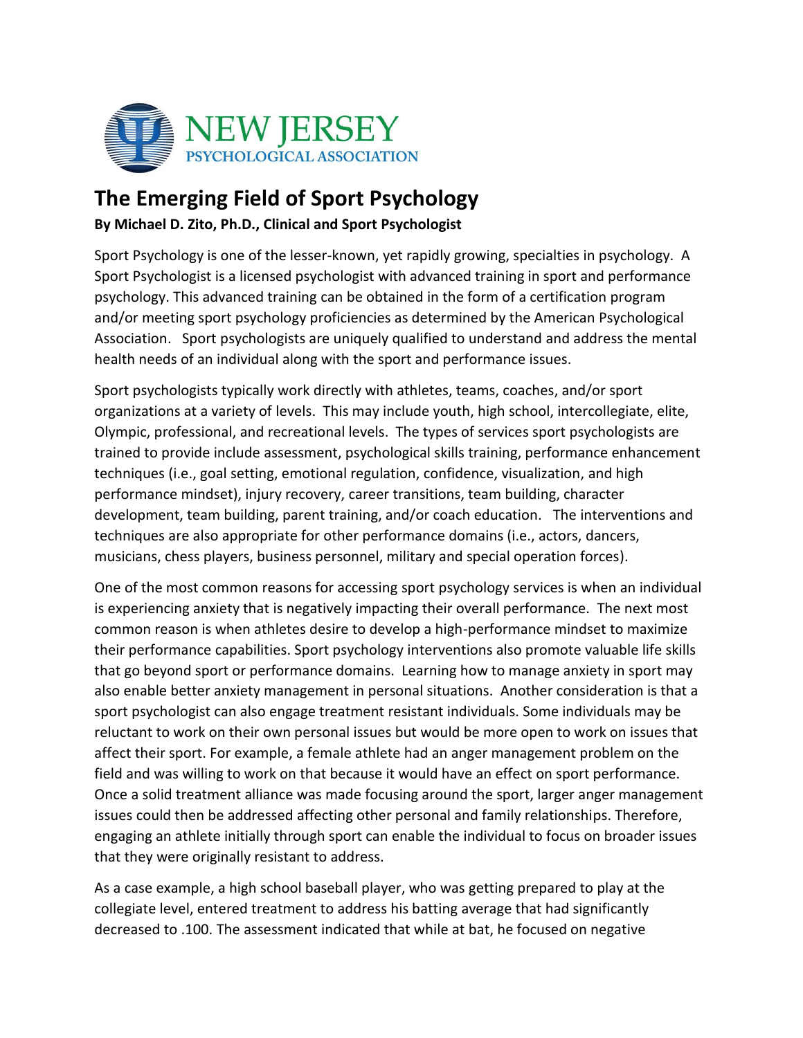NEW JERSEY
PSYCHOLOGICAL ASSOCIATION

# The Emerging Field of Sport Psychology

**By Michael D. Zito, Ph.D., Clinical and Sport Psychologist**

Sport Psychology is one of the lesser-known, yet rapidly growing, specialties in psychology. A Sport Psychologist is a licensed psychologist with advanced training in sport and performance psychology. This advanced training can be obtained in the form of a certification program and/or meeting sport psychology proficiencies as determined by the American Psychological Association. Sport psychologists are uniquely qualified to understand and address the mental health needs of an individual along with the sport and performance issues.

Sport psychologists typically work directly with athletes, teams, coaches, and/or sport organizations at a variety of levels. This may include youth, high school, intercollegiate, elite, Olympic, professional, and recreational levels. The types of services sport psychologists are trained to provide include assessment, psychological skills training, performance enhancement techniques (i.e., goal setting, emotional regulation, confidence, visualization, and high performance mindset), injury recovery, career transitions, team building, character development, team building, parent training, and/or coach education. The interventions and techniques are also appropriate for other performance domains (i.e., actors, dancers, musicians, chess players, business personnel, military and special operation forces).

One of the most common reasons for accessing sport psychology services is when an individual is experiencing anxiety that is negatively impacting their overall performance. The next most common reason is when athletes desire to develop a high-performance mindset to maximize their performance capabilities. Sport psychology interventions also promote valuable life skills that go beyond sport or performance domains. Learning how to manage anxiety in sport may also enable better anxiety management in personal situations. Another consideration is that a sport psychologist can also engage treatment resistant individuals. Some individuals may be reluctant to work on their own personal issues but would be more open to work on issues that affect their sport. For example, a female athlete had an anger management problem on the field and was willing to work on that because it would have an effect on sport performance. Once a solid treatment alliance was made focusing around the sport, larger anger management issues could then be addressed affecting other personal and family relationships. Therefore, engaging an athlete initially through sport can enable the individual to focus on broader issues that they were originally resistant to address.

As a case example, a high school baseball player, who was getting prepared to play at the collegiate level, entered treatment to address his batting average that had significantly decreased to .100. The assessment indicated that while at bat, he focused on negative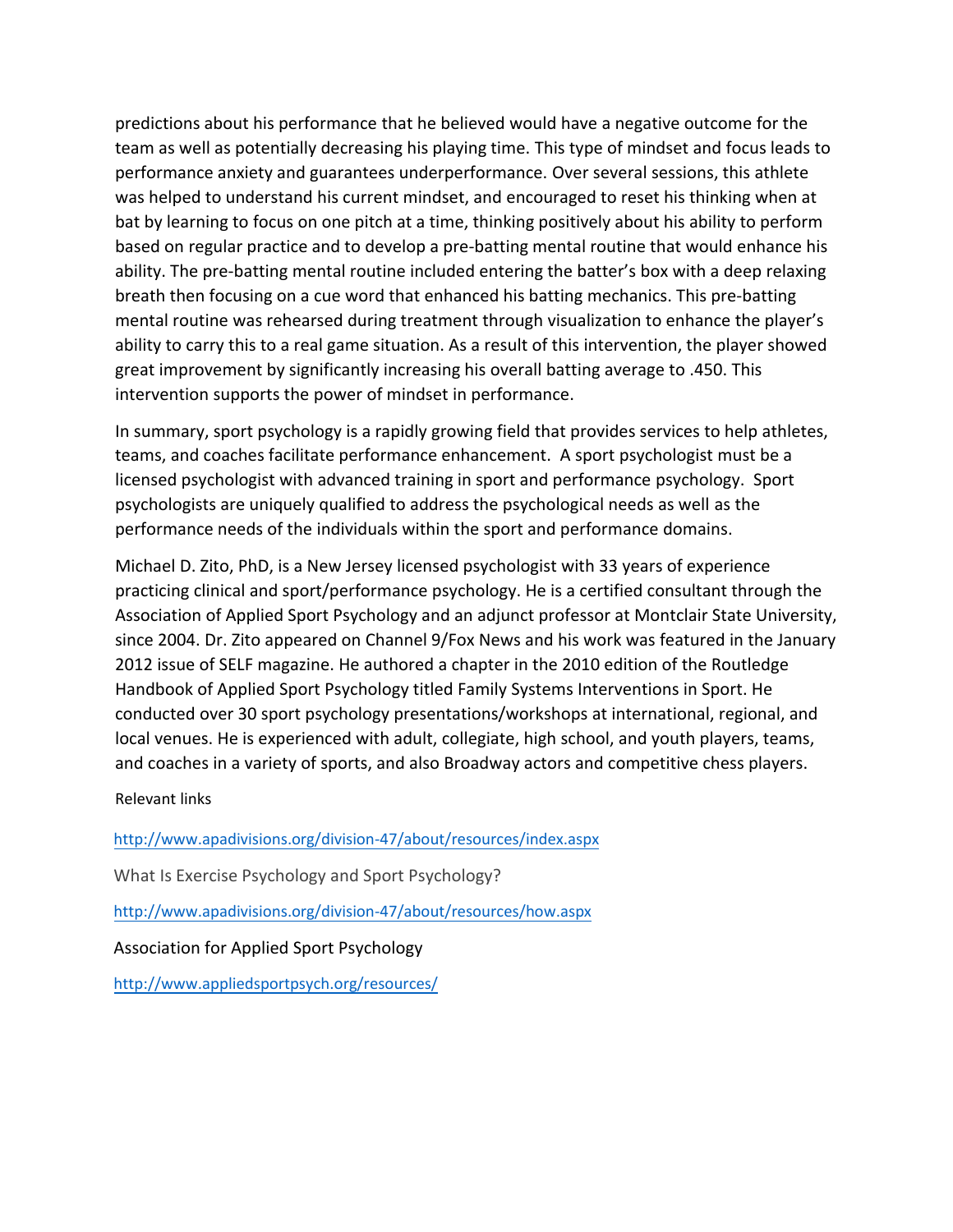predictions about his performance that he believed would have a negative outcome for the team as well as potentially decreasing his playing time. This type of mindset and focus leads to performance anxiety and guarantees underperformance. Over several sessions, this athlete was helped to understand his current mindset, and encouraged to reset his thinking when at bat by learning to focus on one pitch at a time, thinking positively about his ability to perform based on regular practice and to develop a pre-batting mental routine that would enhance his ability. The pre-batting mental routine included entering the batter's box with a deep relaxing breath then focusing on a cue word that enhanced his batting mechanics. This pre-batting mental routine was rehearsed during treatment through visualization to enhance the player's ability to carry this to a real game situation. As a result of this intervention, the player showed great improvement by significantly increasing his overall batting average to .450. This intervention supports the power of mindset in performance.

In summary, sport psychology is a rapidly growing field that provides services to help athletes, teams, and coaches facilitate performance enhancement. A sport psychologist must be a licensed psychologist with advanced training in sport and performance psychology. Sport psychologists are uniquely qualified to address the psychological needs as well as the performance needs of the individuals within the sport and performance domains.

Michael D. Zito, PhD, is a New Jersey licensed psychologist with 33 years of experience practicing clinical and sport/performance psychology. He is a certified consultant through the Association of Applied Sport Psychology and an adjunct professor at Montclair State University, since 2004. Dr. Zito appeared on Channel 9/Fox News and his work was featured in the January 2012 issue of SELF magazine. He authored a chapter in the 2010 edition of the Routledge Handbook of Applied Sport Psychology titled Family Systems Interventions in Sport. He conducted over 30 sport psychology presentations/workshops at international, regional, and local venues. He is experienced with adult, collegiate, high school, and youth players, teams, and coaches in a variety of sports, and also Broadway actors and competitive chess players.

Relevant links

http://www.apadivisions.org/division-47/about/resources/index.aspx

What Is Exercise Psychology and Sport Psychology?

http://www.apadivisions.org/division-47/about/resources/how.aspx

Association for Applied Sport Psychology

http://www.appliedsportpsych.org/resources/